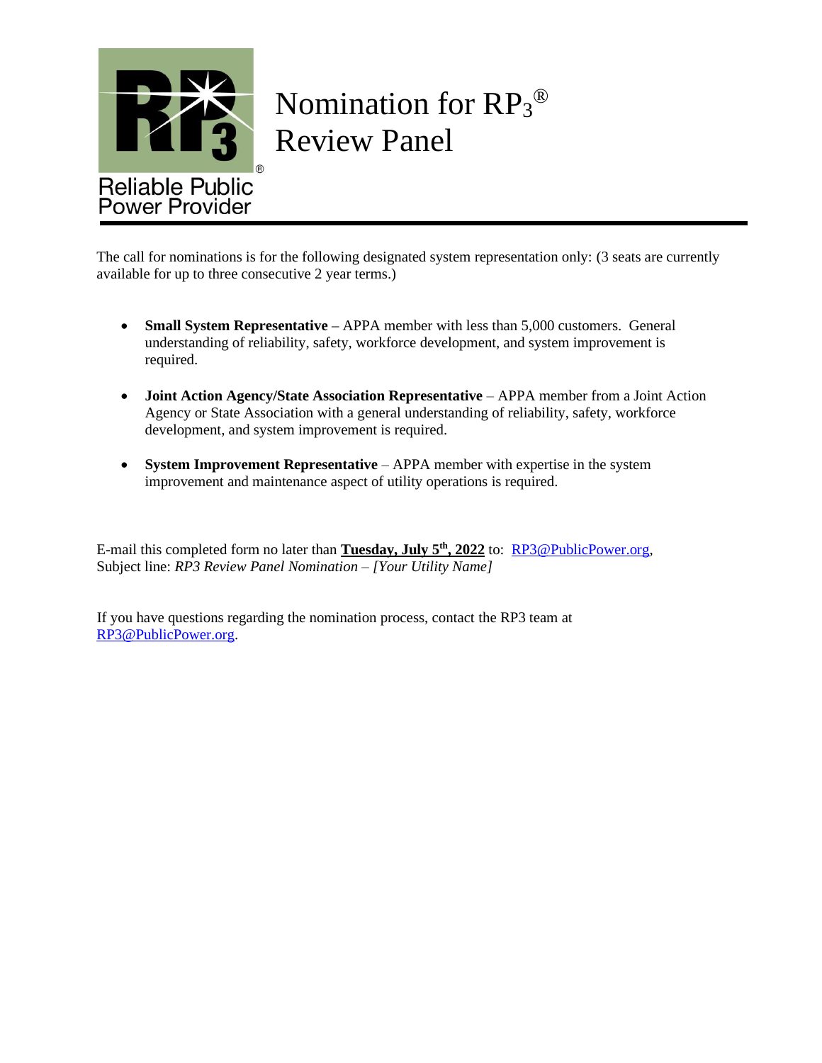# Nomination for $RP_3$® Review Panel

The call for nominations is for the following designated system representation only: (3 seats are currently available for up to three consecutive 2 year terms.)

- **Small System Representative –** APPA member with less than 5,000 customers. General understanding of reliability, safety, workforce development, and system improvement is required.
- **Joint Action Agency/State Association Representative** – APPA member from a Joint Action Agency or State Association with a general understanding of reliability, safety, workforce development, and system improvement is required.
- **System Improvement Representative** – APPA member with expertise in the system improvement and maintenance aspect of utility operations is required.

E-mail this completed form no later than **Tuesday, July 5th, 2022** to: RP3@PublicPower.org, Subject line: *RP3 Review Panel Nomination – [Your Utility Name]*

If you have questions regarding the nomination process, contact the RP3 team at RP3@PublicPower.org.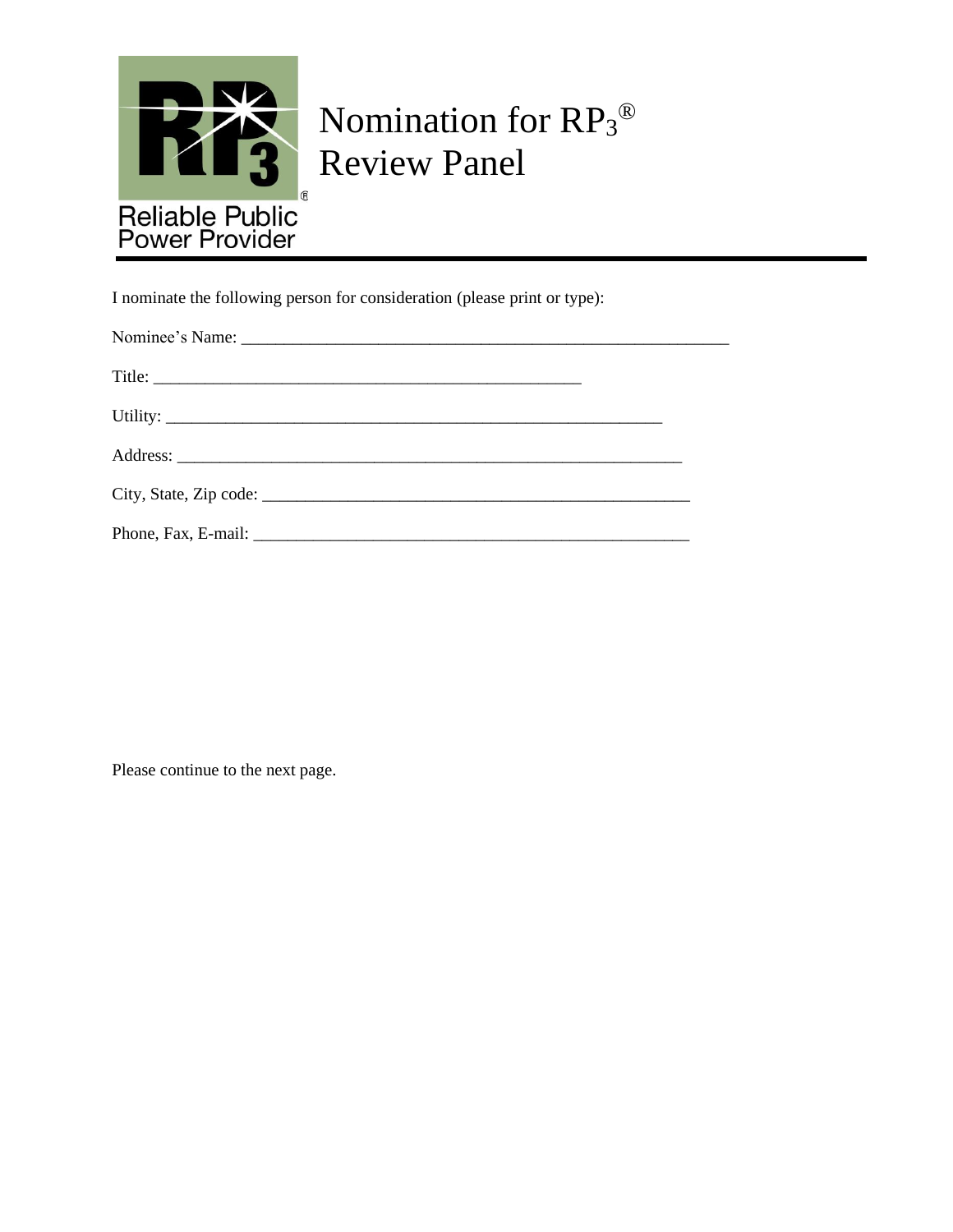Reliable Public Power Provider

# Nomination for $RP_3$® Review Panel

I nominate the following person for consideration (please print or type):

Nominee's Name: ____________________________________________________________

Title: _____________________________________________________

Utility: ______________________________________________________________

Address: ______________________________________________________________

City, State, Zip code: _____________________________________________________

Phone, Fax, E-mail: _______________________________________________________

Please continue to the next page.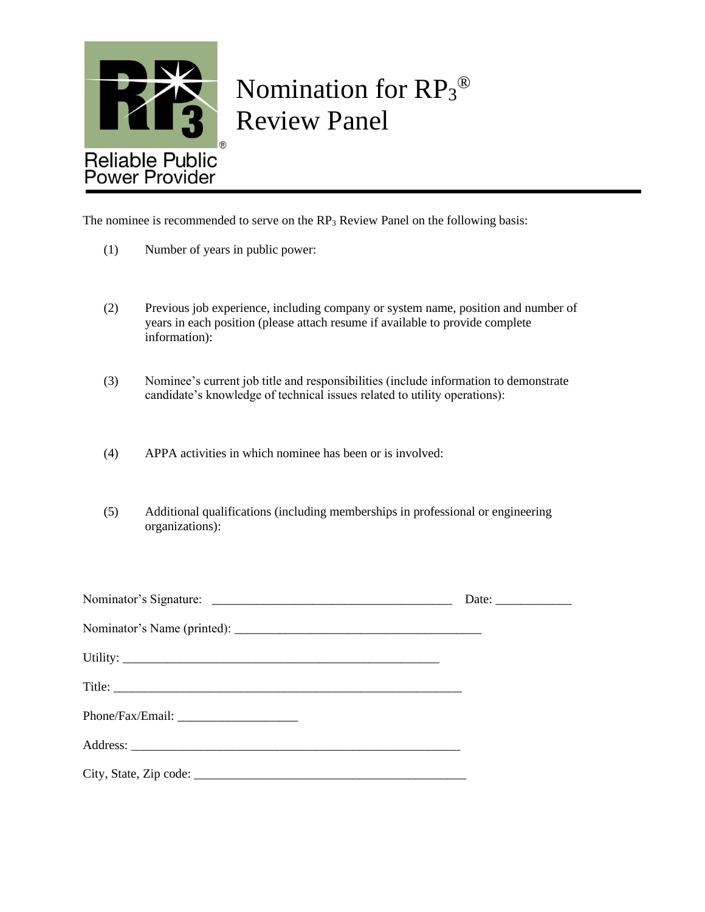Reliable Public Power Provider

# Nomination for $RP_3$® Review Panel

The nominee is recommended to serve on the $RP_3$ Review Panel on the following basis:

(1) Number of years in public power:

(2) Previous job experience, including company or system name, position and number of years in each position (please attach resume if available to provide complete information):

(3) Nominee's current job title and responsibilities (include information to demonstrate candidate's knowledge of technical issues related to utility operations):

(4) APPA activities in which nominee has been or is involved:

(5) Additional qualifications (including memberships in professional or engineering organizations):

Nominator's Signature: ______________________________________ Date: ____________

Nominator's Name (printed): ________________________________________

Utility: ____________________________________________________

Title: _________________________________________________________

Phone/Fax/Email: ___________________

Address: ______________________________________________________

City, State, Zip code: ____________________________________________